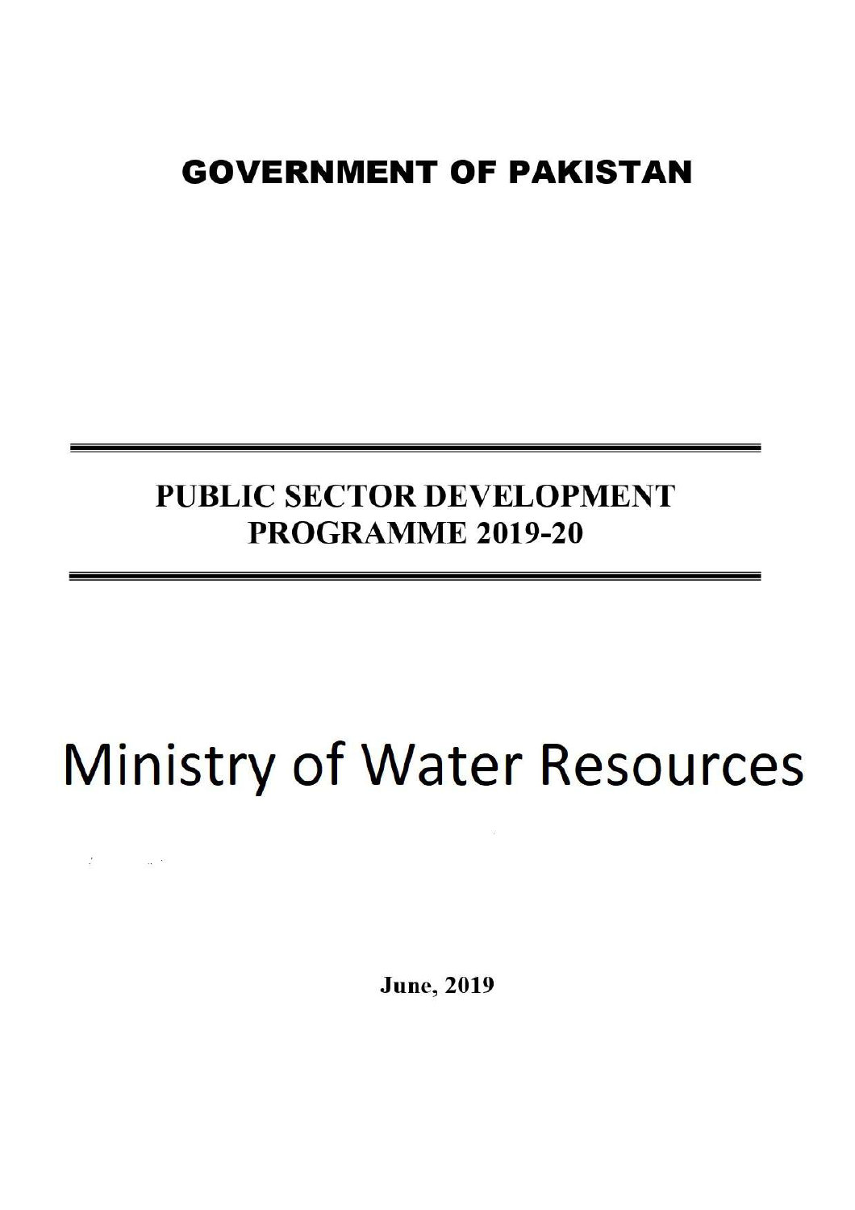# GOVERNMENT OF PAKISTAN

## PUBLIC SECTOR DEVELOPMENT PROGRAMME 2019-20

# Ministry of Water Resources

**June, 2019**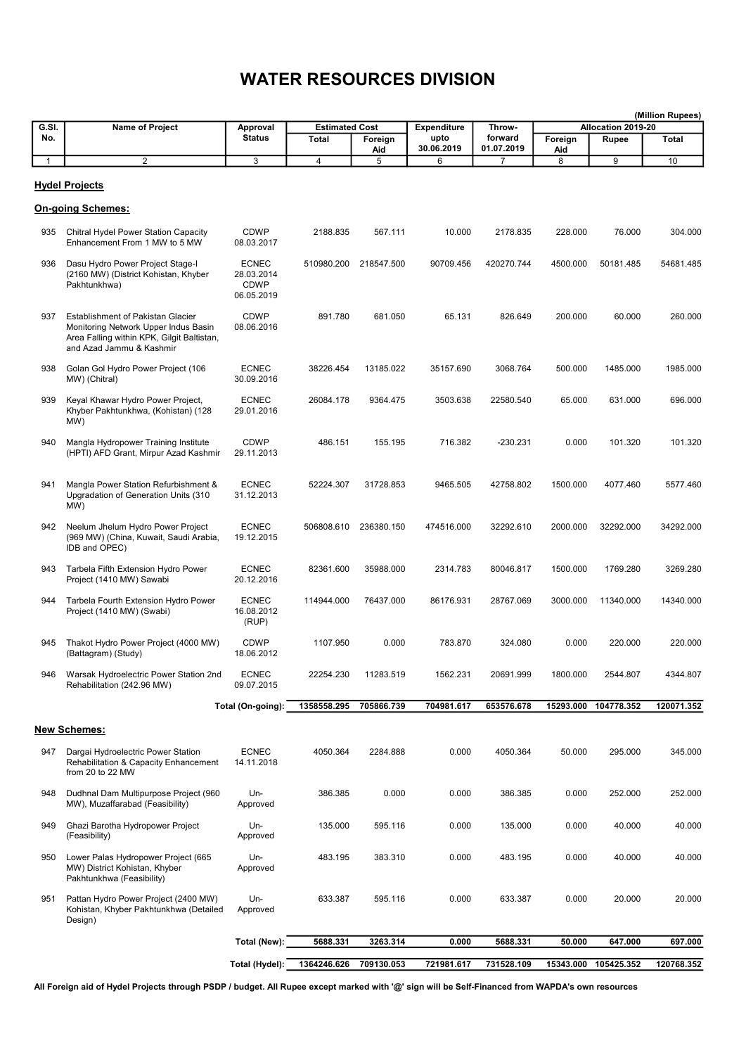# WATER RESOURCES DIVISION

(Million Rupees)

| G.Sl. No. | Name of Project | Approval Status | Estimated Cost | | Expenditure upto 30.06.2019 | Throw-forward 01.07.2019 | Allocation 2019-20 | | |
|---|---|---|---|---|---|---|---|---|---|
| | | | Total | Foreign Aid | | | Foreign Aid | Rupee | Total |
| 1 | 2 | 3 | 4 | 5 | 6 | 7 | 8 | 9 | 10 |
| | **Hydel Projects** | | | | | | | | |
| | **On-going Schemes:** | | | | | | | | |
| 935 | Chitral Hydel Power Station Capacity Enhancement From 1 MW to 5 MW | CDWP 08.03.2017 | 2188.835 | 567.111 | 10.000 | 2178.835 | 228.000 | 76.000 | 304.000 |
| 936 | Dasu Hydro Power Project Stage-I (2160 MW) (District Kohistan, Khyber Pakhtunkhwa) | ECNEC 28.03.2014 CDWP 06.05.2019 | 510980.200 | 218547.500 | 90709.456 | 420270.744 | 4500.000 | 50181.485 | 54681.485 |
| 937 | Establishment of Pakistan Glacier Monitoring Network Upper Indus Basin Area Falling within KPK, Gilgit Baltistan, and Azad Jammu & Kashmir | CDWP 08.06.2016 | 891.780 | 681.050 | 65.131 | 826.649 | 200.000 | 60.000 | 260.000 |
| 938 | Golan Gol Hydro Power Project (106 MW) (Chitral) | ECNEC 30.09.2016 | 38226.454 | 13185.022 | 35157.690 | 3068.764 | 500.000 | 1485.000 | 1985.000 |
| 939 | Keyal Khawar Hydro Power Project, Khyber Pakhtunkhwa, (Kohistan) (128 MW) | ECNEC 29.01.2016 | 26084.178 | 9364.475 | 3503.638 | 22580.540 | 65.000 | 631.000 | 696.000 |
| 940 | Mangla Hydropower Training Institute (HPTI) AFD Grant, Mirpur Azad Kashmir | CDWP 29.11.2013 | 486.151 | 155.195 | 716.382 | -230.231 | 0.000 | 101.320 | 101.320 |
| 941 | Mangla Power Station Refurbishment & Upgradation of Generation Units (310 MW) | ECNEC 31.12.2013 | 52224.307 | 31728.853 | 9465.505 | 42758.802 | 1500.000 | 4077.460 | 5577.460 |
| 942 | Neelum Jhelum Hydro Power Project (969 MW) (China, Kuwait, Saudi Arabia, IDB and OPEC) | ECNEC 19.12.2015 | 506808.610 | 236380.150 | 474516.000 | 32292.610 | 2000.000 | 32292.000 | 34292.000 |
| 943 | Tarbela Fifth Extension Hydro Power Project (1410 MW) Sawabi | ECNEC 20.12.2016 | 82361.600 | 35988.000 | 2314.783 | 80046.817 | 1500.000 | 1769.280 | 3269.280 |
| 944 | Tarbela Fourth Extension Hydro Power Project (1410 MW) (Swabi) | ECNEC 16.08.2012 (RUP) | 114944.000 | 76437.000 | 86176.931 | 28767.069 | 3000.000 | 11340.000 | 14340.000 |
| 945 | Thakot Hydro Power Project (4000 MW) (Battagram) (Study) | CDWP 18.06.2012 | 1107.950 | 0.000 | 783.870 | 324.080 | 0.000 | 220.000 | 220.000 |
| 946 | Warsak Hydroelectric Power Station 2nd Rehabilitation (242.96 MW) | ECNEC 09.07.2015 | 22254.230 | 11283.519 | 1562.231 | 20691.999 | 1800.000 | 2544.807 | 4344.807 |
| | | Total (On-going): | 1358558.295 | 705866.739 | 704981.617 | 653576.678 | 15293.000 | 104778.352 | 120071.352 |
| | **New Schemes:** | | | | | | | | |
| 947 | Dargai Hydroelectric Power Station Rehabilitation & Capacity Enhancement from 20 to 22 MW | ECNEC 14.11.2018 | 4050.364 | 2284.888 | 0.000 | 4050.364 | 50.000 | 295.000 | 345.000 |
| 948 | Dudhnal Dam Multipurpose Project (960 MW), Muzaffarabad (Feasibility) | Un-Approved | 386.385 | 0.000 | 0.000 | 386.385 | 0.000 | 252.000 | 252.000 |
| 949 | Ghazi Barotha Hydropower Project (Feasibility) | Un-Approved | 135.000 | 595.116 | 0.000 | 135.000 | 0.000 | 40.000 | 40.000 |
| 950 | Lower Palas Hydropower Project (665 MW) District Kohistan, Khyber Pakhtunkhwa (Feasibility) | Un-Approved | 483.195 | 383.310 | 0.000 | 483.195 | 0.000 | 40.000 | 40.000 |
| 951 | Pattan Hydro Power Project (2400 MW) Kohistan, Khyber Pakhtunkhwa (Detailed Design) | Un-Approved | 633.387 | 595.116 | 0.000 | 633.387 | 0.000 | 20.000 | 20.000 |
| | | Total (New): | 5688.331 | 3263.314 | 0.000 | 5688.331 | 50.000 | 647.000 | 697.000 |
| | | Total (Hydel): | 1364246.626 | 709130.053 | 721981.617 | 731528.109 | 15343.000 | 105425.352 | 120768.352 |

**All Foreign aid of Hydel Projects through PSDP / budget. All Rupee except marked with '@' sign will be Self-Financed from WAPDA's own resources**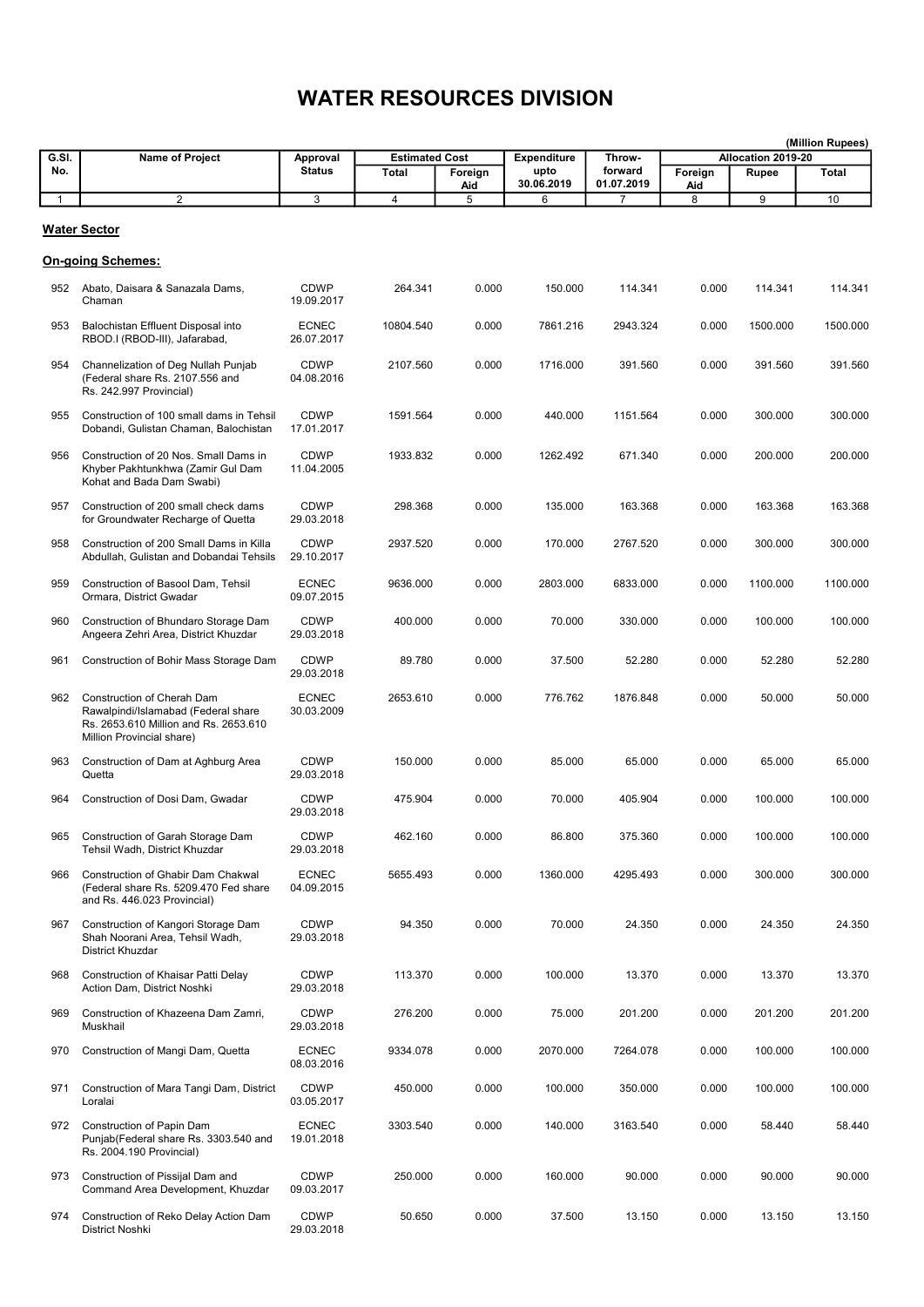# WATER RESOURCES DIVISION

(Million Rupees)

| G.Sl. No. | Name of Project | Approval Status | Estimated Cost | | Expenditure upto 30.06.2019 | Throw-forward 01.07.2019 | Allocation 2019-20 | | |
|---|---|---|---|---|---|---|---|---|---|
| | | | Total | Foreign Aid | | | Foreign Aid | Rupee | Total |
| 1 | 2 | 3 | 4 | 5 | 6 | 7 | 8 | 9 | 10 |

## Water Sector

### On-going Schemes:

| G.Sl. No. | Name of Project | Approval Status | Total | Foreign Aid | Expenditure upto 30.06.2019 | Throw-forward 01.07.2019 | Foreign Aid | Rupee | Total |
|---|---|---|---|---|---|---|---|---|---|
| 952 | Abato, Daisara & Sanazala Dams, Chaman | CDWP 19.09.2017 | 264.341 | 0.000 | 150.000 | 114.341 | 0.000 | 114.341 | 114.341 |
| 953 | Balochistan Effluent Disposal into RBOD.I (RBOD-III), Jafarabad, | ECNEC 26.07.2017 | 10804.540 | 0.000 | 7861.216 | 2943.324 | 0.000 | 1500.000 | 1500.000 |
| 954 | Channelization of Deg Nullah Punjab (Federal share Rs. 2107.556 and Rs. 242.997 Provincial) | CDWP 04.08.2016 | 2107.560 | 0.000 | 1716.000 | 391.560 | 0.000 | 391.560 | 391.560 |
| 955 | Construction of 100 small dams in Tehsil Dobandi, Gulistan Chaman, Balochistan | CDWP 17.01.2017 | 1591.564 | 0.000 | 440.000 | 1151.564 | 0.000 | 300.000 | 300.000 |
| 956 | Construction of 20 Nos. Small Dams in Khyber Pakhtunkhwa (Zamir Gul Dam Kohat and Bada Dam Swabi) | CDWP 11.04.2005 | 1933.832 | 0.000 | 1262.492 | 671.340 | 0.000 | 200.000 | 200.000 |
| 957 | Construction of 200 small check dams for Groundwater Recharge of Quetta | CDWP 29.03.2018 | 298.368 | 0.000 | 135.000 | 163.368 | 0.000 | 163.368 | 163.368 |
| 958 | Construction of 200 Small Dams in Killa Abdullah, Gulistan and Dobandai Tehsils | CDWP 29.10.2017 | 2937.520 | 0.000 | 170.000 | 2767.520 | 0.000 | 300.000 | 300.000 |
| 959 | Construction of Basool Dam, Tehsil Ormara, District Gwadar | ECNEC 09.07.2015 | 9636.000 | 0.000 | 2803.000 | 6833.000 | 0.000 | 1100.000 | 1100.000 |
| 960 | Construction of Bhundaro Storage Dam Angeera Zehri Area, District Khuzdar | CDWP 29.03.2018 | 400.000 | 0.000 | 70.000 | 330.000 | 0.000 | 100.000 | 100.000 |
| 961 | Construction of Bohir Mass Storage Dam | CDWP 29.03.2018 | 89.780 | 0.000 | 37.500 | 52.280 | 0.000 | 52.280 | 52.280 |
| 962 | Construction of Cherah Dam Rawalpindi/Islamabad (Federal share Rs. 2653.610 Million and Rs. 2653.610 Million Provincial share) | ECNEC 30.03.2009 | 2653.610 | 0.000 | 776.762 | 1876.848 | 0.000 | 50.000 | 50.000 |
| 963 | Construction of Dam at Aghburg Area Quetta | CDWP 29.03.2018 | 150.000 | 0.000 | 85.000 | 65.000 | 0.000 | 65.000 | 65.000 |
| 964 | Construction of Dosi Dam, Gwadar | CDWP 29.03.2018 | 475.904 | 0.000 | 70.000 | 405.904 | 0.000 | 100.000 | 100.000 |
| 965 | Construction of Garah Storage Dam Tehsil Wadh, District Khuzdar | CDWP 29.03.2018 | 462.160 | 0.000 | 86.800 | 375.360 | 0.000 | 100.000 | 100.000 |
| 966 | Construction of Ghabir Dam Chakwal (Federal share Rs. 5209.470 Fed share and Rs. 446.023 Provincial) | ECNEC 04.09.2015 | 5655.493 | 0.000 | 1360.000 | 4295.493 | 0.000 | 300.000 | 300.000 |
| 967 | Construction of Kangori Storage Dam Shah Noorani Area, Tehsil Wadh, District Khuzdar | CDWP 29.03.2018 | 94.350 | 0.000 | 70.000 | 24.350 | 0.000 | 24.350 | 24.350 |
| 968 | Construction of Khaisar Patti Delay Action Dam, District Noshki | CDWP 29.03.2018 | 113.370 | 0.000 | 100.000 | 13.370 | 0.000 | 13.370 | 13.370 |
| 969 | Construction of Khazeena Dam Zamri, Muskhail | CDWP 29.03.2018 | 276.200 | 0.000 | 75.000 | 201.200 | 0.000 | 201.200 | 201.200 |
| 970 | Construction of Mangi Dam, Quetta | ECNEC 08.03.2016 | 9334.078 | 0.000 | 2070.000 | 7264.078 | 0.000 | 100.000 | 100.000 |
| 971 | Construction of Mara Tangi Dam, District Loralai | CDWP 03.05.2017 | 450.000 | 0.000 | 100.000 | 350.000 | 0.000 | 100.000 | 100.000 |
| 972 | Construction of Papin Dam Punjab(Federal share Rs. 3303.540 and Rs. 2004.190 Provincial) | ECNEC 19.01.2018 | 3303.540 | 0.000 | 140.000 | 3163.540 | 0.000 | 58.440 | 58.440 |
| 973 | Construction of Pissijal Dam and Command Area Development, Khuzdar | CDWP 09.03.2017 | 250.000 | 0.000 | 160.000 | 90.000 | 0.000 | 90.000 | 90.000 |
| 974 | Construction of Reko Delay Action Dam District Noshki | CDWP 29.03.2018 | 50.650 | 0.000 | 37.500 | 13.150 | 0.000 | 13.150 | 13.150 |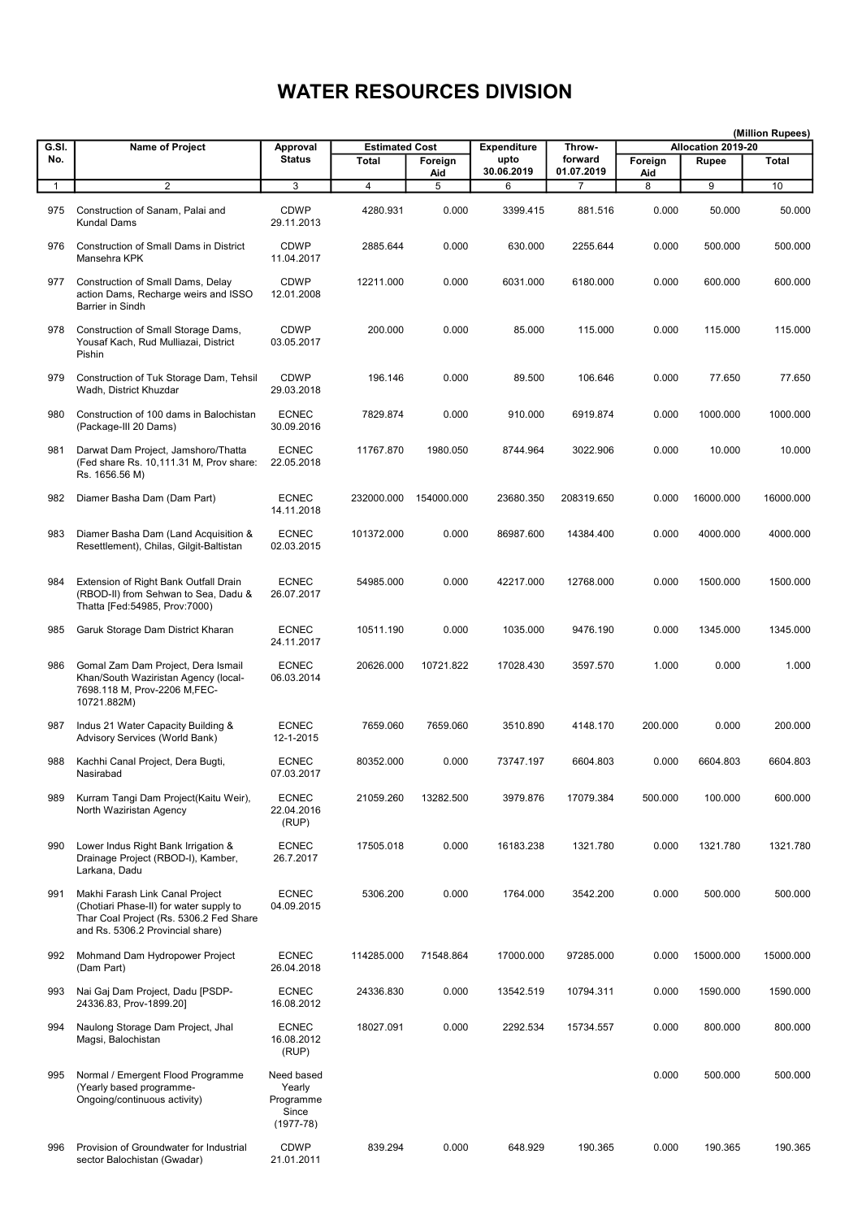# WATER RESOURCES DIVISION

(Million Rupees)

| G.Sl. No. | Name of Project | Approval Status | Estimated Cost | | Expenditure upto 30.06.2019 | Throw-forward 01.07.2019 | Allocation 2019-20 | | |
|---|---|---|---|---|---|---|---|---|---|
| | | | Total | Foreign Aid | | | Foreign Aid | Rupee | Total |
| 1 | 2 | 3 | 4 | 5 | 6 | 7 | 8 | 9 | 10 |
| 975 | Construction of Sanam, Palai and Kundal Dams | CDWP 29.11.2013 | 4280.931 | 0.000 | 3399.415 | 881.516 | 0.000 | 50.000 | 50.000 |
| 976 | Construction of Small Dams in District Mansehra KPK | CDWP 11.04.2017 | 2885.644 | 0.000 | 630.000 | 2255.644 | 0.000 | 500.000 | 500.000 |
| 977 | Construction of Small Dams, Delay action Dams, Recharge weirs and ISSO Barrier in Sindh | CDWP 12.01.2008 | 12211.000 | 0.000 | 6031.000 | 6180.000 | 0.000 | 600.000 | 600.000 |
| 978 | Construction of Small Storage Dams, Yousaf Kach, Rud Mulliazai, District Pishin | CDWP 03.05.2017 | 200.000 | 0.000 | 85.000 | 115.000 | 0.000 | 115.000 | 115.000 |
| 979 | Construction of Tuk Storage Dam, Tehsil Wadh, District Khuzdar | CDWP 29.03.2018 | 196.146 | 0.000 | 89.500 | 106.646 | 0.000 | 77.650 | 77.650 |
| 980 | Construction of 100 dams in Balochistan (Package-III 20 Dams) | ECNEC 30.09.2016 | 7829.874 | 0.000 | 910.000 | 6919.874 | 0.000 | 1000.000 | 1000.000 |
| 981 | Darwat Dam Project, Jamshoro/Thatta (Fed share Rs. 10,111.31 M, Prov share: Rs. 1656.56 M) | ECNEC 22.05.2018 | 11767.870 | 1980.050 | 8744.964 | 3022.906 | 0.000 | 10.000 | 10.000 |
| 982 | Diamer Basha Dam (Dam Part) | ECNEC 14.11.2018 | 232000.000 | 154000.000 | 23680.350 | 208319.650 | 0.000 | 16000.000 | 16000.000 |
| 983 | Diamer Basha Dam (Land Acquisition & Resettlement), Chilas, Gilgit-Baltistan | ECNEC 02.03.2015 | 101372.000 | 0.000 | 86987.600 | 14384.400 | 0.000 | 4000.000 | 4000.000 |
| 984 | Extension of Right Bank Outfall Drain (RBOD-II) from Sehwan to Sea, Dadu & Thatta [Fed:54985, Prov:7000) | ECNEC 26.07.2017 | 54985.000 | 0.000 | 42217.000 | 12768.000 | 0.000 | 1500.000 | 1500.000 |
| 985 | Garuk Storage Dam District Kharan | ECNEC 24.11.2017 | 10511.190 | 0.000 | 1035.000 | 9476.190 | 0.000 | 1345.000 | 1345.000 |
| 986 | Gomal Zam Dam Project, Dera Ismail Khan/South Waziristan Agency (local-7698.118 M, Prov-2206 M,FEC-10721.882M) | ECNEC 06.03.2014 | 20626.000 | 10721.822 | 17028.430 | 3597.570 | 1.000 | 0.000 | 1.000 |
| 987 | Indus 21 Water Capacity Building & Advisory Services (World Bank) | ECNEC 12-1-2015 | 7659.060 | 7659.060 | 3510.890 | 4148.170 | 200.000 | 0.000 | 200.000 |
| 988 | Kachhi Canal Project, Dera Bugti, Nasirabad | ECNEC 07.03.2017 | 80352.000 | 0.000 | 73747.197 | 6604.803 | 0.000 | 6604.803 | 6604.803 |
| 989 | Kurram Tangi Dam Project(Kaitu Weir), North Waziristan Agency | ECNEC 22.04.2016 (RUP) | 21059.260 | 13282.500 | 3979.876 | 17079.384 | 500.000 | 100.000 | 600.000 |
| 990 | Lower Indus Right Bank Irrigation & Drainage Project (RBOD-I), Kamber, Larkana, Dadu | ECNEC 26.7.2017 | 17505.018 | 0.000 | 16183.238 | 1321.780 | 0.000 | 1321.780 | 1321.780 |
| 991 | Makhi Farash Link Canal Project (Chotiari Phase-II) for water supply to Thar Coal Project (Rs. 5306.2 Fed Share and Rs. 5306.2 Provincial share) | ECNEC 04.09.2015 | 5306.200 | 0.000 | 1764.000 | 3542.200 | 0.000 | 500.000 | 500.000 |
| 992 | Mohmand Dam Hydropower Project (Dam Part) | ECNEC 26.04.2018 | 114285.000 | 71548.864 | 17000.000 | 97285.000 | 0.000 | 15000.000 | 15000.000 |
| 993 | Nai Gaj Dam Project, Dadu [PSDP-24336.83, Prov-1899.20] | ECNEC 16.08.2012 | 24336.830 | 0.000 | 13542.519 | 10794.311 | 0.000 | 1590.000 | 1590.000 |
| 994 | Naulong Storage Dam Project, Jhal Magsi, Balochistan | ECNEC 16.08.2012 (RUP) | 18027.091 | 0.000 | 2292.534 | 15734.557 | 0.000 | 800.000 | 800.000 |
| 995 | Normal / Emergent Flood Programme (Yearly based programme-Ongoing/continuous activity) | Need based Yearly Programme Since (1977-78) | | | | | 0.000 | 500.000 | 500.000 |
| 996 | Provision of Groundwater for Industrial sector Balochistan (Gwadar) | CDWP 21.01.2011 | 839.294 | 0.000 | 648.929 | 190.365 | 0.000 | 190.365 | 190.365 |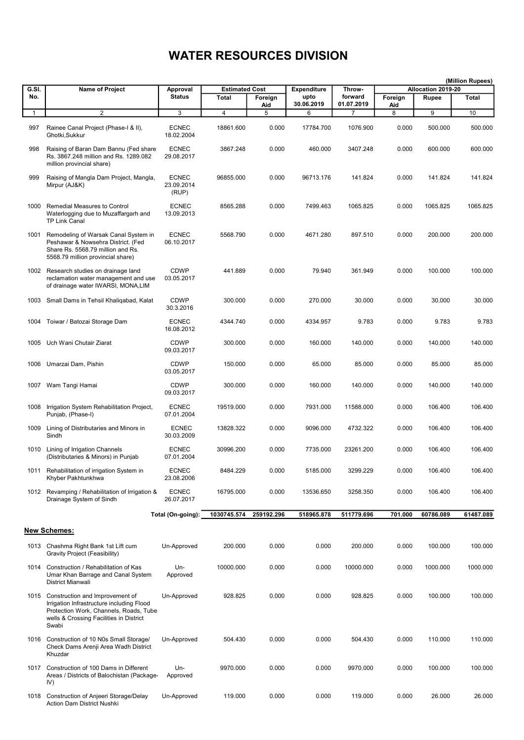# WATER RESOURCES DIVISION

(Million Rupees)

| G.Sl. No. | Name of Project | Approval Status | Estimated Cost | | Expenditure upto 30.06.2019 | Throw-forward 01.07.2019 | Allocation 2019-20 | | |
|---|---|---|---|---|---|---|---|---|---|
| | | | Total | Foreign Aid | | | Foreign Aid | Rupee | Total |
| 1 | 2 | 3 | 4 | 5 | 6 | 7 | 8 | 9 | 10 |
| 997 | Rainee Canal Project (Phase-I & II), Ghotki,Sukkur | ECNEC 18.02.2004 | 18861.600 | 0.000 | 17784.700 | 1076.900 | 0.000 | 500.000 | 500.000 |
| 998 | Raising of Baran Dam Bannu (Fed share Rs. 3867.248 million and Rs. 1289.082 million provincial share) | ECNEC 29.08.2017 | 3867.248 | 0.000 | 460.000 | 3407.248 | 0.000 | 600.000 | 600.000 |
| 999 | Raising of Mangla Dam Project, Mangla, Mirpur (AJ&K) | ECNEC 23.09.2014 (RUP) | 96855.000 | 0.000 | 96713.176 | 141.824 | 0.000 | 141.824 | 141.824 |
| 1000 | Remedial Measures to Control Waterlogging due to Muzaffargarh and TP Link Canal | ECNEC 13.09.2013 | 8565.288 | 0.000 | 7499.463 | 1065.825 | 0.000 | 1065.825 | 1065.825 |
| 1001 | Remodeling of Warsak Canal System in Peshawar & Nowsehra District. (Fed Share Rs. 5568.79 million and Rs. 5568.79 million provincial share) | ECNEC 06.10.2017 | 5568.790 | 0.000 | 4671.280 | 897.510 | 0.000 | 200.000 | 200.000 |
| 1002 | Research studies on drainage land reclamation water management and use of drainage water IWARSI, MONA,LIM | CDWP 03.05.2017 | 441.889 | 0.000 | 79.940 | 361.949 | 0.000 | 100.000 | 100.000 |
| 1003 | Small Dams in Tehsil Khaliqabad, Kalat | CDWP 30.3.2016 | 300.000 | 0.000 | 270.000 | 30.000 | 0.000 | 30.000 | 30.000 |
| 1004 | Toiwar / Batozai Storage Dam | ECNEC 16.08.2012 | 4344.740 | 0.000 | 4334.957 | 9.783 | 0.000 | 9.783 | 9.783 |
| 1005 | Uch Wani Chutair Ziarat | CDWP 09.03.2017 | 300.000 | 0.000 | 160.000 | 140.000 | 0.000 | 140.000 | 140.000 |
| 1006 | Umarzai Dam, Pishin | CDWP 03.05.2017 | 150.000 | 0.000 | 65.000 | 85.000 | 0.000 | 85.000 | 85.000 |
| 1007 | Wam Tangi Hamai | CDWP 09.03.2017 | 300.000 | 0.000 | 160.000 | 140.000 | 0.000 | 140.000 | 140.000 |
| 1008 | Irrigation System Rehabilitation Project, Punjab, (Phase-I) | ECNEC 07.01.2004 | 19519.000 | 0.000 | 7931.000 | 11588.000 | 0.000 | 106.400 | 106.400 |
| 1009 | Lining of Distributaries and Minors in Sindh | ECNEC 30.03.2009 | 13828.322 | 0.000 | 9096.000 | 4732.322 | 0.000 | 106.400 | 106.400 |
| 1010 | Lining of Irrigation Channels (Distributaries & Minors) in Punjab | ECNEC 07.01.2004 | 30996.200 | 0.000 | 7735.000 | 23261.200 | 0.000 | 106.400 | 106.400 |
| 1011 | Rehabilitation of irrigation System in Khyber Pakhtunkhwa | ECNEC 23.08.2006 | 8484.229 | 0.000 | 5185.000 | 3299.229 | 0.000 | 106.400 | 106.400 |
| 1012 | Revamping / Rehabilitation of Irrigation & Drainage System of Sindh | ECNEC 26.07.2017 | 16795.000 | 0.000 | 13536.650 | 3258.350 | 0.000 | 106.400 | 106.400 |
| | | **Total (On-going):** | **1030745.574** | **259192.296** | **518965.878** | **511779.696** | **701.000** | **60786.089** | **61487.089** |

**New Schemes:**

| G.Sl. No. | Name of Project | Approval Status | Total | Foreign Aid | Expenditure upto 30.06.2019 | Throw-forward 01.07.2019 | Foreign Aid | Rupee | Total |
|---|---|---|---|---|---|---|---|---|---|
| 1013 | Chashma Right Bank 1st Lift cum Gravity Project (Feasibility) | Un-Approved | 200.000 | 0.000 | 0.000 | 200.000 | 0.000 | 100.000 | 100.000 |
| 1014 | Construction / Rehabilitation of Kas Umar Khan Barrage and Canal System District Mianwali | Un-Approved | 10000.000 | 0.000 | 0.000 | 10000.000 | 0.000 | 1000.000 | 1000.000 |
| 1015 | Construction and Improvement of Irrigation Infrastructure including Flood Protection Work, Channels, Roads, Tube wells & Crossing Facilities in District Swabi | Un-Approved | 928.825 | 0.000 | 0.000 | 928.825 | 0.000 | 100.000 | 100.000 |
| 1016 | Construction of 10 N0s Small Storage/ Check Dams Arenji Area Wadh District Khuzdar | Un-Approved | 504.430 | 0.000 | 0.000 | 504.430 | 0.000 | 110.000 | 110.000 |
| 1017 | Construction of 100 Dams in Different Areas / Districts of Balochistan (Package-IV) | Un-Approved | 9970.000 | 0.000 | 0.000 | 9970.000 | 0.000 | 100.000 | 100.000 |
| 1018 | Construction of Anjeeri Storage/Delay Action Dam District Nushki | Un-Approved | 119.000 | 0.000 | 0.000 | 119.000 | 0.000 | 26.000 | 26.000 |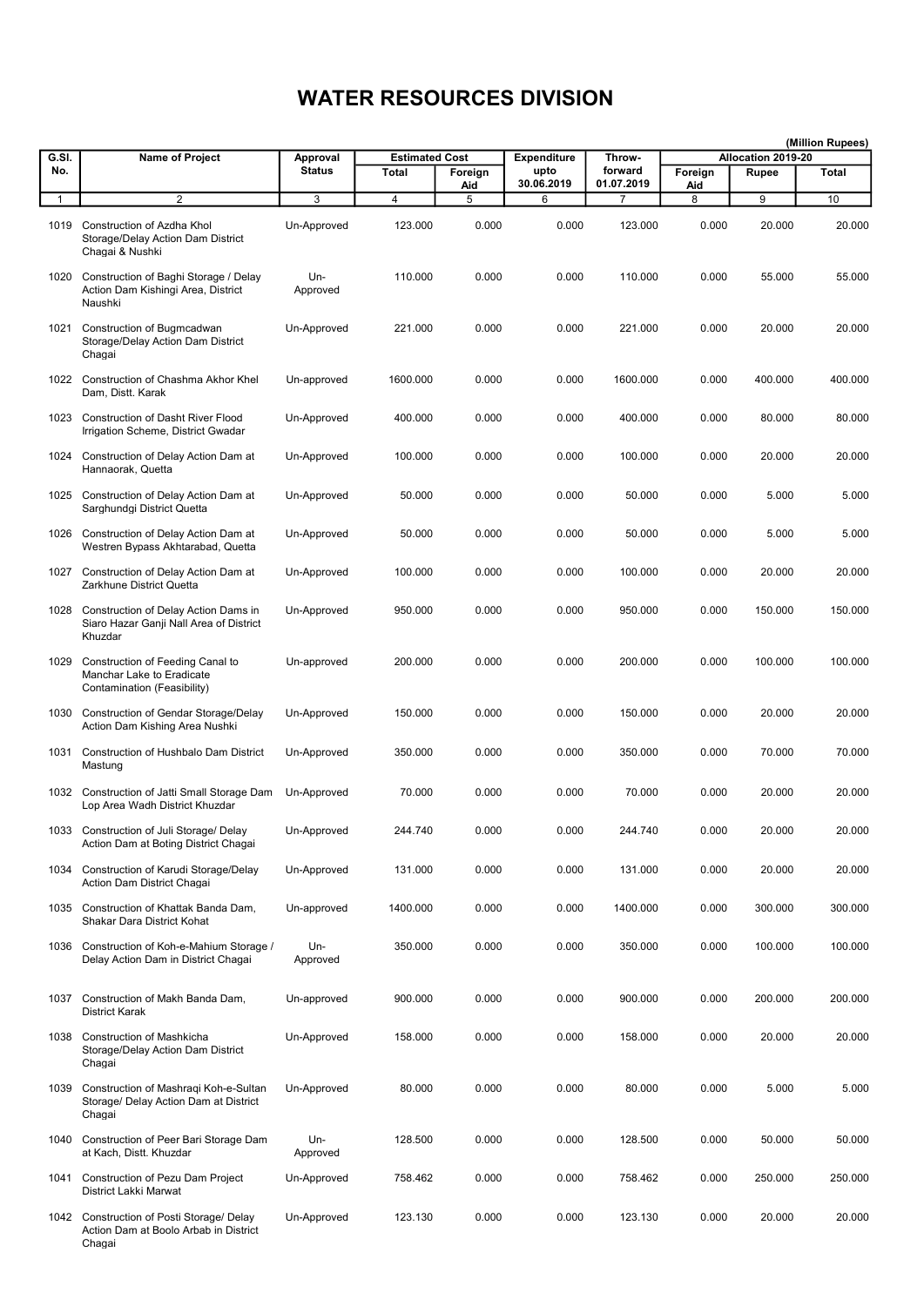# WATER RESOURCES DIVISION

(Million Rupees)

| G.Sl. No. | Name of Project | Approval Status | Estimated Cost | | Expenditure upto 30.06.2019 | Throw-forward 01.07.2019 | Allocation 2019-20 | | |
|---|---|---|---|---|---|---|---|---|---|
| | | | Total | Foreign Aid | | | Foreign Aid | Rupee | Total |
| 1 | 2 | 3 | 4 | 5 | 6 | 7 | 8 | 9 | 10 |
| 1019 | Construction of Azdha Khol Storage/Delay Action Dam District Chagai & Nushki | Un-Approved | 123.000 | 0.000 | 0.000 | 123.000 | 0.000 | 20.000 | 20.000 |
| 1020 | Construction of Baghi Storage / Delay Action Dam Kishingi Area, District Naushki | Un-Approved | 110.000 | 0.000 | 0.000 | 110.000 | 0.000 | 55.000 | 55.000 |
| 1021 | Construction of Bugmcadwan Storage/Delay Action Dam District Chagai | Un-Approved | 221.000 | 0.000 | 0.000 | 221.000 | 0.000 | 20.000 | 20.000 |
| 1022 | Construction of Chashma Akhor Khel Dam, Distt. Karak | Un-approved | 1600.000 | 0.000 | 0.000 | 1600.000 | 0.000 | 400.000 | 400.000 |
| 1023 | Construction of Dasht River Flood Irrigation Scheme, District Gwadar | Un-Approved | 400.000 | 0.000 | 0.000 | 400.000 | 0.000 | 80.000 | 80.000 |
| 1024 | Construction of Delay Action Dam at Hannaorak, Quetta | Un-Approved | 100.000 | 0.000 | 0.000 | 100.000 | 0.000 | 20.000 | 20.000 |
| 1025 | Construction of Delay Action Dam at Sarghundgi District Quetta | Un-Approved | 50.000 | 0.000 | 0.000 | 50.000 | 0.000 | 5.000 | 5.000 |
| 1026 | Construction of Delay Action Dam at Westren Bypass Akhtarabad, Quetta | Un-Approved | 50.000 | 0.000 | 0.000 | 50.000 | 0.000 | 5.000 | 5.000 |
| 1027 | Construction of Delay Action Dam at Zarkhune District Quetta | Un-Approved | 100.000 | 0.000 | 0.000 | 100.000 | 0.000 | 20.000 | 20.000 |
| 1028 | Construction of Delay Action Dams in Siaro Hazar Ganji Nall Area of District Khuzdar | Un-Approved | 950.000 | 0.000 | 0.000 | 950.000 | 0.000 | 150.000 | 150.000 |
| 1029 | Construction of Feeding Canal to Manchar Lake to Eradicate Contamination (Feasibility) | Un-approved | 200.000 | 0.000 | 0.000 | 200.000 | 0.000 | 100.000 | 100.000 |
| 1030 | Construction of Gendar Storage/Delay Action Dam Kishing Area Nushki | Un-Approved | 150.000 | 0.000 | 0.000 | 150.000 | 0.000 | 20.000 | 20.000 |
| 1031 | Construction of Hushbalo Dam District Mastung | Un-Approved | 350.000 | 0.000 | 0.000 | 350.000 | 0.000 | 70.000 | 70.000 |
| 1032 | Construction of Jatti Small Storage Dam Lop Area Wadh District Khuzdar | Un-Approved | 70.000 | 0.000 | 0.000 | 70.000 | 0.000 | 20.000 | 20.000 |
| 1033 | Construction of Juli Storage/ Delay Action Dam at Boting District Chagai | Un-Approved | 244.740 | 0.000 | 0.000 | 244.740 | 0.000 | 20.000 | 20.000 |
| 1034 | Construction of Karudi Storage/Delay Action Dam District Chagai | Un-Approved | 131.000 | 0.000 | 0.000 | 131.000 | 0.000 | 20.000 | 20.000 |
| 1035 | Construction of Khattak Banda Dam, Shakar Dara District Kohat | Un-approved | 1400.000 | 0.000 | 0.000 | 1400.000 | 0.000 | 300.000 | 300.000 |
| 1036 | Construction of Koh-e-Mahium Storage / Delay Action Dam in District Chagai | Un-Approved | 350.000 | 0.000 | 0.000 | 350.000 | 0.000 | 100.000 | 100.000 |
| 1037 | Construction of Makh Banda Dam, District Karak | Un-approved | 900.000 | 0.000 | 0.000 | 900.000 | 0.000 | 200.000 | 200.000 |
| 1038 | Construction of Mashkicha Storage/Delay Action Dam District Chagai | Un-Approved | 158.000 | 0.000 | 0.000 | 158.000 | 0.000 | 20.000 | 20.000 |
| 1039 | Construction of Mashraqi Koh-e-Sultan Storage/ Delay Action Dam at District Chagai | Un-Approved | 80.000 | 0.000 | 0.000 | 80.000 | 0.000 | 5.000 | 5.000 |
| 1040 | Construction of Peer Bari Storage Dam at Kach, Distt. Khuzdar | Un-Approved | 128.500 | 0.000 | 0.000 | 128.500 | 0.000 | 50.000 | 50.000 |
| 1041 | Construction of Pezu Dam Project District Lakki Marwat | Un-Approved | 758.462 | 0.000 | 0.000 | 758.462 | 0.000 | 250.000 | 250.000 |
| 1042 | Construction of Posti Storage/ Delay Action Dam at Boolo Arbab in District Chagai | Un-Approved | 123.130 | 0.000 | 0.000 | 123.130 | 0.000 | 20.000 | 20.000 |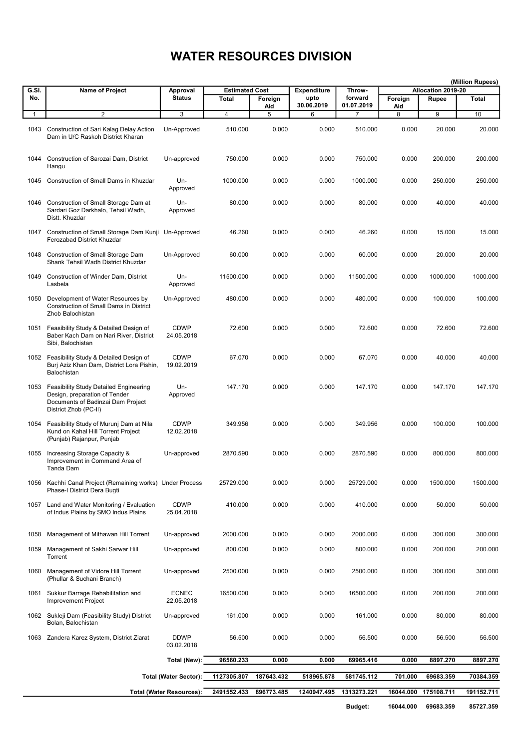# WATER RESOURCES DIVISION

(Million Rupees)

| G.Sl. No. | Name of Project | Approval Status | Estimated Cost | | Expenditure upto 30.06.2019 | Throw-forward 01.07.2019 | Allocation 2019-20 | | |
|---|---|---|---|---|---|---|---|---|---|
| | | | Total | Foreign Aid | | | Foreign Aid | Rupee | Total |
| 1 | 2 | 3 | 4 | 5 | 6 | 7 | 8 | 9 | 10 |
| 1043 | Construction of Sari Kalag Delay Action Dam in U/C Raskoh District Kharan | Un-Approved | 510.000 | 0.000 | 0.000 | 510.000 | 0.000 | 20.000 | 20.000 |
| 1044 | Construction of Sarozai Dam, District Hangu | Un-approved | 750.000 | 0.000 | 0.000 | 750.000 | 0.000 | 200.000 | 200.000 |
| 1045 | Construction of Small Dams in Khuzdar | Un-Approved | 1000.000 | 0.000 | 0.000 | 1000.000 | 0.000 | 250.000 | 250.000 |
| 1046 | Construction of Small Storage Dam at Sardari Goz Darkhalo, Tehsil Wadh, Distt. Khuzdar | Un-Approved | 80.000 | 0.000 | 0.000 | 80.000 | 0.000 | 40.000 | 40.000 |
| 1047 | Construction of Small Storage Dam Kunji Ferozabad District Khuzdar | Un-Approved | 46.260 | 0.000 | 0.000 | 46.260 | 0.000 | 15.000 | 15.000 |
| 1048 | Construction of Small Storage Dam Shank Tehsil Wadh District Khuzdar | Un-Approved | 60.000 | 0.000 | 0.000 | 60.000 | 0.000 | 20.000 | 20.000 |
| 1049 | Construction of Winder Dam, District Lasbela | Un-Approved | 11500.000 | 0.000 | 0.000 | 11500.000 | 0.000 | 1000.000 | 1000.000 |
| 1050 | Development of Water Resources by Construction of Small Dams in District Zhob Balochistan | Un-Approved | 480.000 | 0.000 | 0.000 | 480.000 | 0.000 | 100.000 | 100.000 |
| 1051 | Feasibility Study & Detailed Design of Baber Kach Dam on Nari River, District Sibi, Balochistan | CDWP 24.05.2018 | 72.600 | 0.000 | 0.000 | 72.600 | 0.000 | 72.600 | 72.600 |
| 1052 | Feasibility Study & Detailed Design of Burj Aziz Khan Dam, District Lora Pishin, Balochistan | CDWP 19.02.2019 | 67.070 | 0.000 | 0.000 | 67.070 | 0.000 | 40.000 | 40.000 |
| 1053 | Feasibility Study Detailed Engineering Design, preparation of Tender Documents of Badinzai Dam Project District Zhob (PC-II) | Un-Approved | 147.170 | 0.000 | 0.000 | 147.170 | 0.000 | 147.170 | 147.170 |
| 1054 | Feasibility Study of Murunj Dam at Nila Kund on Kahal Hill Torrent Project (Punjab) Rajanpur, Punjab | CDWP 12.02.2018 | 349.956 | 0.000 | 0.000 | 349.956 | 0.000 | 100.000 | 100.000 |
| 1055 | Increasing Storage Capacity & Improvement in Command Area of Tanda Dam | Un-approved | 2870.590 | 0.000 | 0.000 | 2870.590 | 0.000 | 800.000 | 800.000 |
| 1056 | Kachhi Canal Project (Remaining works) Phase-I District Dera Bugti | Under Process | 25729.000 | 0.000 | 0.000 | 25729.000 | 0.000 | 1500.000 | 1500.000 |
| 1057 | Land and Water Monitoring / Evaluation of Indus Plains by SMO Indus Plains | CDWP 25.04.2018 | 410.000 | 0.000 | 0.000 | 410.000 | 0.000 | 50.000 | 50.000 |
| 1058 | Management of Mithawan Hill Torrent | Un-approved | 2000.000 | 0.000 | 0.000 | 2000.000 | 0.000 | 300.000 | 300.000 |
| 1059 | Management of Sakhi Sarwar Hill Torrent | Un-approved | 800.000 | 0.000 | 0.000 | 800.000 | 0.000 | 200.000 | 200.000 |
| 1060 | Management of Vidore Hill Torrent (Phullar & Suchani Branch) | Un-approved | 2500.000 | 0.000 | 0.000 | 2500.000 | 0.000 | 300.000 | 300.000 |
| 1061 | Sukkur Barrage Rehabilitation and Improvement Project | ECNEC 22.05.2018 | 16500.000 | 0.000 | 0.000 | 16500.000 | 0.000 | 200.000 | 200.000 |
| 1062 | Sukleji Dam (Feasibility Study) District Bolan, Balochistan | Un-approved | 161.000 | 0.000 | 0.000 | 161.000 | 0.000 | 80.000 | 80.000 |
| 1063 | Zandera Karez System, District Ziarat | DDWP 03.02.2018 | 56.500 | 0.000 | 0.000 | 56.500 | 0.000 | 56.500 | 56.500 |
| | | **Total (New):** | **96560.233** | **0.000** | **0.000** | **69965.416** | **0.000** | **8897.270** | **8897.270** |
| | | **Total (Water Sector):** | **1127305.807** | **187643.432** | **518965.878** | **581745.112** | **701.000** | **69683.359** | **70384.359** |
| | | **Total (Water Resources):** | **2491552.433** | **896773.485** | **1240947.495** | **1313273.221** | **16044.000** | **175108.711** | **191152.711** |
| | | | | | | **Budget:** | **16044.000** | **69683.359** | **85727.359** |